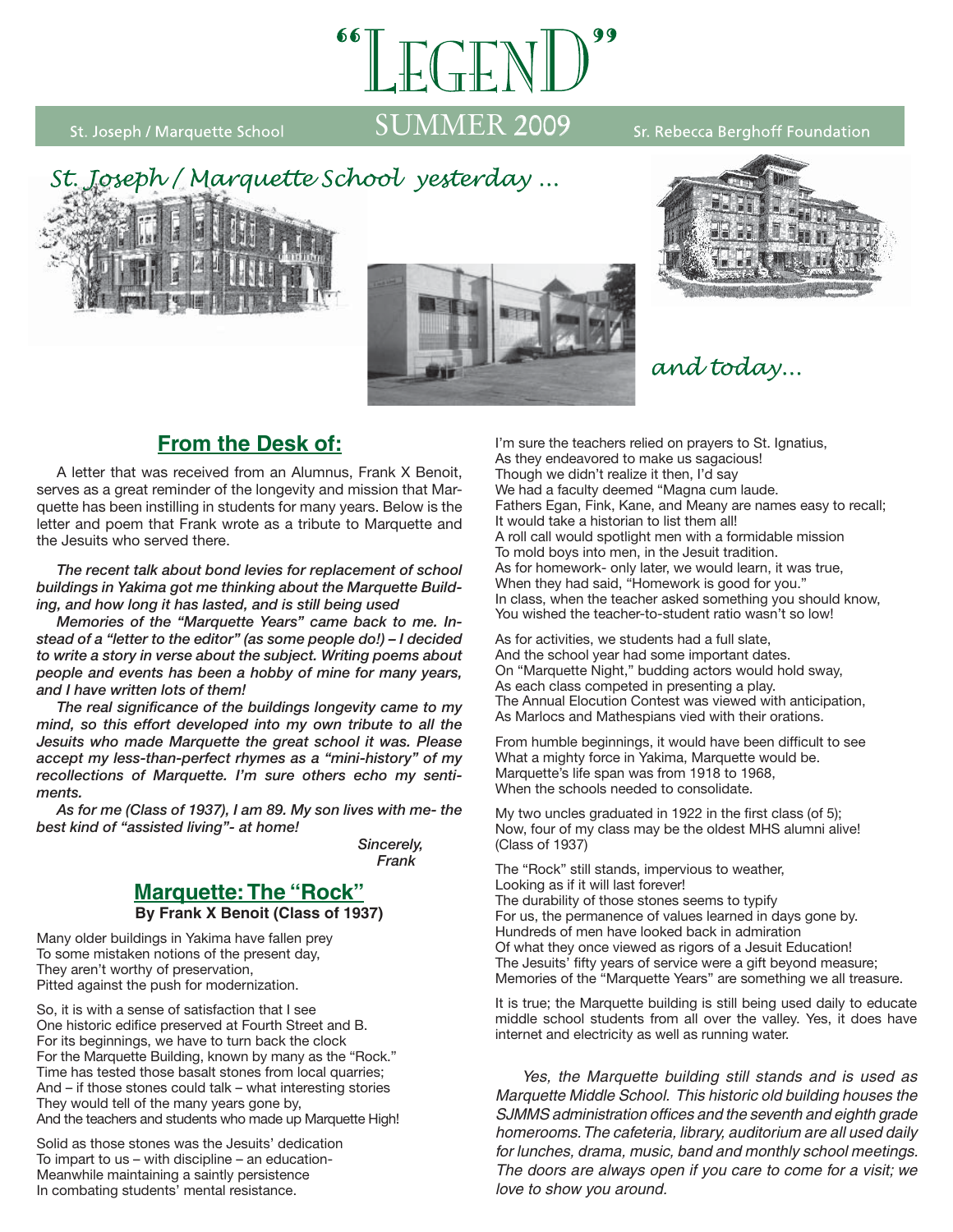# "LEGEND"

St. Joseph / Marquette School — SUMMER 2009 — Sr. Rebecca Berghoff Foundation

*St. Joseph / Marquette School yesterday ...*

*and today...*

## From the Desk of:

A letter that was received from an Alumnus, Frank X Benoit, serves as a great reminder of the longevity and mission that Marquette has been instilling in students for many years. Below is the letter and poem that Frank wrote as a tribute to Marquette and the Jesuits who served there.

***The recent talk about bond levies for replacement of school buildings in Yakima got me thinking about the Marquette Building, and how long it has lasted, and is still being used***

***Memories of the "Marquette Years" came back to me. Instead of a "letter to the editor" (as some people do!) – I decided to write a story in verse about the subject. Writing poems about people and events has been a hobby of mine for many years, and I have written lots of them!***

***The real significance of the buildings longevity came to my mind, so this effort developed into my own tribute to all the Jesuits who made Marquette the great school it was. Please accept my less-than-perfect rhymes as a "mini-history" of my recollections of Marquette. I'm sure others echo my sentiments.***

***As for me (Class of 1937), I am 89. My son lives with me- the best kind of "assisted living"- at home!***

***Sincerely,***
***Frank***

## Marquette: The "Rock"

**By Frank X Benoit (Class of 1937)**

Many older buildings in Yakima have fallen prey
To some mistaken notions of the present day,
They aren't worthy of preservation,
Pitted against the push for modernization.

So, it is with a sense of satisfaction that I see
One historic edifice preserved at Fourth Street and B.
For its beginnings, we have to turn back the clock
For the Marquette Building, known by many as the "Rock."
Time has tested those basalt stones from local quarries;
And – if those stones could talk – what interesting stories
They would tell of the many years gone by,
And the teachers and students who made up Marquette High!

Solid as those stones was the Jesuits' dedication
To impart to us – with discipline – an education-
Meanwhile maintaining a saintly persistence
In combating students' mental resistance.

I'm sure the teachers relied on prayers to St. Ignatius,
As they endeavored to make us sagacious!
Though we didn't realize it then, I'd say
We had a faculty deemed "Magna cum laude.
Fathers Egan, Fink, Kane, and Meany are names easy to recall;
It would take a historian to list them all!
A roll call would spotlight men with a formidable mission
To mold boys into men, in the Jesuit tradition.
As for homework- only later, we would learn, it was true,
When they had said, "Homework is good for you."
In class, when the teacher asked something you should know,
You wished the teacher-to-student ratio wasn't so low!

As for activities, we students had a full slate,
And the school year had some important dates.
On "Marquette Night," budding actors would hold sway,
As each class competed in presenting a play.
The Annual Elocution Contest was viewed with anticipation,
As Marlocs and Mathespians vied with their orations.

From humble beginnings, it would have been difficult to see
What a mighty force in Yakima, Marquette would be.
Marquette's life span was from 1918 to 1968,
When the schools needed to consolidate.

My two uncles graduated in 1922 in the first class (of 5);
Now, four of my class may be the oldest MHS alumni alive!
(Class of 1937)

The "Rock" still stands, impervious to weather,
Looking as if it will last forever!
The durability of those stones seems to typify
For us, the permanence of values learned in days gone by.
Hundreds of men have looked back in admiration
Of what they once viewed as rigors of a Jesuit Education!
The Jesuits' fifty years of service were a gift beyond measure;
Memories of the "Marquette Years" are something we all treasure.

It is true; the Marquette building is still being used daily to educate middle school students from all over the valley. Yes, it does have internet and electricity as well as running water.

*Yes, the Marquette building still stands and is used as Marquette Middle School. This historic old building houses the SJMMS administration offices and the seventh and eighth grade homerooms. The cafeteria, library, auditorium are all used daily for lunches, drama, music, band and monthly school meetings. The doors are always open if you care to come for a visit; we love to show you around.*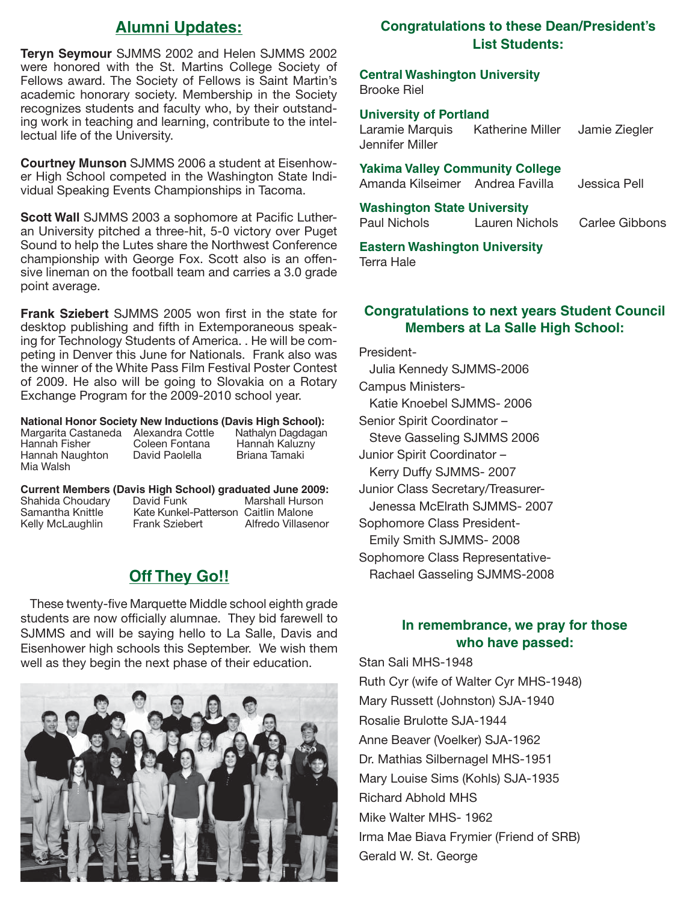## Alumni Updates:

**Teryn Seymour** SJMMS 2002 and Helen SJMMS 2002 were honored with the St. Martins College Society of Fellows award. The Society of Fellows is Saint Martin's academic honorary society. Membership in the Society recognizes students and faculty who, by their outstanding work in teaching and learning, contribute to the intellectual life of the University.

**Courtney Munson** SJMMS 2006 a student at Eisenhower High School competed in the Washington State Individual Speaking Events Championships in Tacoma.

**Scott Wall** SJMMS 2003 a sophomore at Pacific Lutheran University pitched a three-hit, 5-0 victory over Puget Sound to help the Lutes share the Northwest Conference championship with George Fox. Scott also is an offensive lineman on the football team and carries a 3.0 grade point average.

**Frank Sziebert** SJMMS 2005 won first in the state for desktop publishing and fifth in Extemporaneous speaking for Technology Students of America. . He will be competing in Denver this June for Nationals. Frank also was the winner of the White Pass Film Festival Poster Contest of 2009. He also will be going to Slovakia on a Rotary Exchange Program for the 2009-2010 school year.

**National Honor Society New Inductions (Davis High School):**

| | | |
|---|---|---|
| Margarita Castaneda | Alexandra Cottle | Nathalyn Dagdagan |
| Hannah Fisher | Coleen Fontana | Hannah Kaluzny |
| Hannah Naughton | David Paolella | Briana Tamaki |
| Mia Walsh | | |

**Current Members (Davis High School) graduated June 2009:**

| | | |
|---|---|---|
| Shahida Choudary | David Funk | Marshall Hurson |
| Samantha Knittle | Kate Kunkel-Patterson | Caitlin Malone |
| Kelly McLaughlin | Frank Sziebert | Alfredo Villasenor |

## Off They Go!!

These twenty-five Marquette Middle school eighth grade students are now officially alumnae. They bid farewell to SJMMS and will be saying hello to La Salle, Davis and Eisenhower high schools this September. We wish them well as they begin the next phase of their education.

### Congratulations to these Dean/President's List Students:

**Central Washington University**
Brooke Riel

**University of Portland**
Laramie Marquis, Katherine Miller, Jamie Ziegler, Jennifer Miller

**Yakima Valley Community College**
Amanda Kilseimer, Andrea Favilla, Jessica Pell

**Washington State University**
Paul Nichols, Lauren Nichols, Carlee Gibbons

**Eastern Washington University**
Terra Hale

### Congratulations to next years Student Council Members at La Salle High School:

President-
Julia Kennedy SJMMS-2006

Campus Ministers-
Katie Knoebel SJMMS- 2006

Senior Spirit Coordinator –
Steve Gasseling SJMMS 2006

Junior Spirit Coordinator –
Kerry Duffy SJMMS- 2007

Junior Class Secretary/Treasurer-
Jenessa McElrath SJMMS- 2007

Sophomore Class President-
Emily Smith SJMMS- 2008

Sophomore Class Representative-
Rachael Gasseling SJMMS-2008

### In remembrance, we pray for those who have passed:

Stan Sali MHS-1948
Ruth Cyr (wife of Walter Cyr MHS-1948)
Mary Russett (Johnston) SJA-1940
Rosalie Brulotte SJA-1944
Anne Beaver (Voelker) SJA-1962
Dr. Mathias Silbernagel MHS-1951
Mary Louise Sims (Kohls) SJA-1935
Richard Abhold MHS
Mike Walter MHS- 1962
Irma Mae Biava Frymier (Friend of SRB)
Gerald W. St. George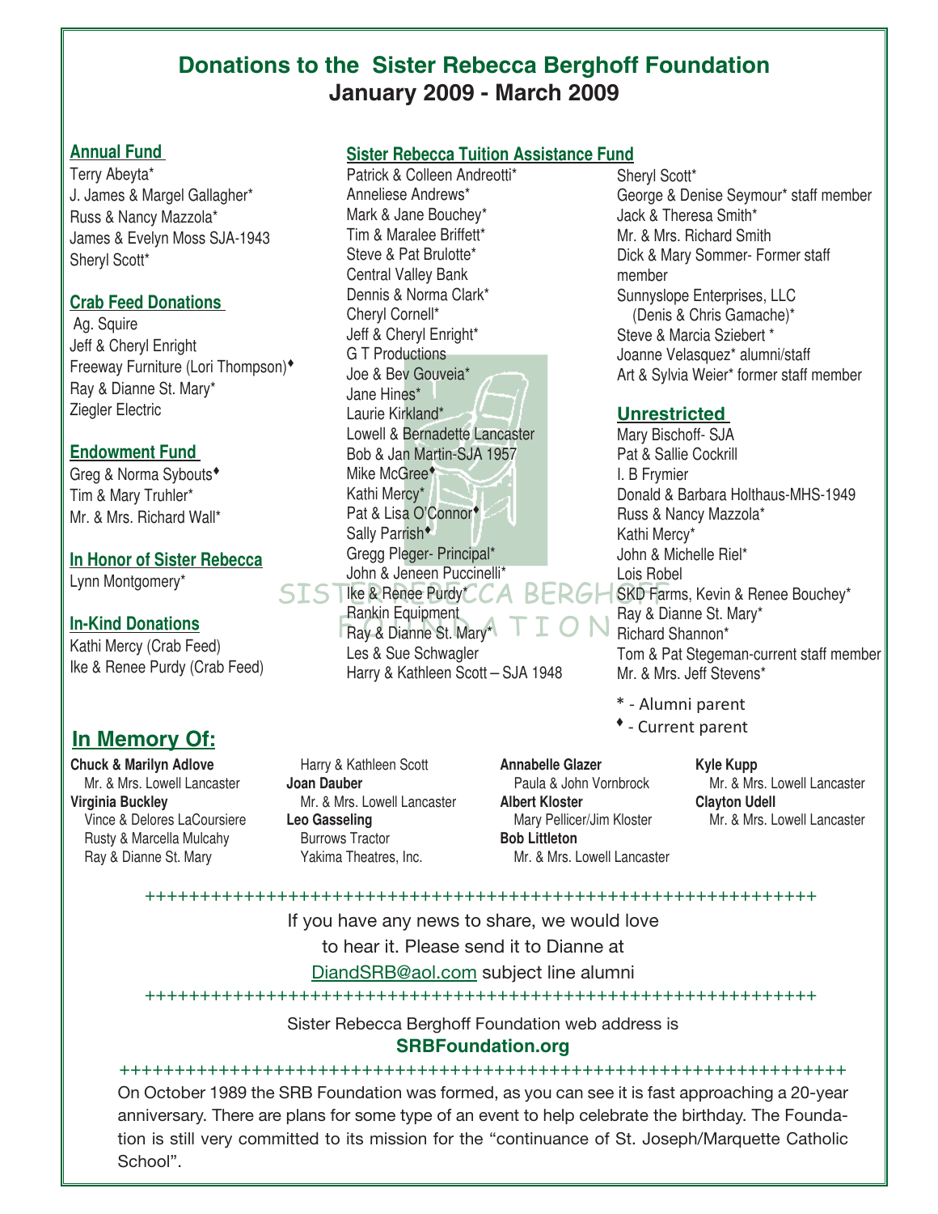# Donations to the Sister Rebecca Berghoff Foundation
## January 2009 - March 2009

### Annual Fund

Terry Abeyta*
J. James & Margel Gallagher*
Russ & Nancy Mazzola*
James & Evelyn Moss SJA-1943
Sheryl Scott*

### Crab Feed Donations

Ag. Squire
Jeff & Cheryl Enright
Freeway Furniture (Lori Thompson)♦
Ray & Dianne St. Mary*
Ziegler Electric

### Endowment Fund

Greg & Norma Sybouts♦
Tim & Mary Truhler*
Mr. & Mrs. Richard Wall*

### In Honor of Sister Rebecca

Lynn Montgomery*

### In-Kind Donations

Kathi Mercy (Crab Feed)
Ike & Renee Purdy (Crab Feed)

### Sister Rebecca Tuition Assistance Fund

Patrick & Colleen Andreotti*
Anneliese Andrews*
Mark & Jane Bouchey*
Tim & Maralee Briffett*
Steve & Pat Brulotte*
Central Valley Bank
Dennis & Norma Clark*
Cheryl Cornell*
Jeff & Cheryl Enright*
G T Productions
Joe & Bev Gouveia*
Jane Hines*
Laurie Kirkland*
Lowell & Bernadette Lancaster
Bob & Jan Martin-SJA 1957
Mike McGree♦
Kathi Mercy*
Pat & Lisa O'Connor♦
Sally Parrish♦
Gregg Pleger- Principal*
John & Jeneen Puccinelli*
Ike & Renee Purdy*
Rankin Equipment
Ray & Dianne St. Mary*
Les & Sue Schwagler
Harry & Kathleen Scott – SJA 1948
Sheryl Scott*
George & Denise Seymour* staff member
Jack & Theresa Smith*
Mr. & Mrs. Richard Smith
Dick & Mary Sommer- Former staff member
Sunnyslope Enterprises, LLC (Denis & Chris Gamache)*
Steve & Marcia Sziebert *
Joanne Velasquez* alumni/staff
Art & Sylvia Weier* former staff member

### Unrestricted

Mary Bischoff- SJA
Pat & Sallie Cockrill
I. B Frymier
Donald & Barbara Holthaus-MHS-1949
Russ & Nancy Mazzola*
Kathi Mercy*
John & Michelle Riel*
Lois Robel
SKD Farms, Kevin & Renee Bouchey*
Ray & Dianne St. Mary*
Richard Shannon*
Tom & Pat Stegeman-current staff member
Mr. & Mrs. Jeff Stevens*

\* - Alumni parent
♦ - Current parent

## In Memory Of:

**Chuck & Marilyn Adlove**
Mr. & Mrs. Lowell Lancaster

**Virginia Buckley**
Vince & Delores LaCoursiere
Rusty & Marcella Mulcahy
Ray & Dianne St. Mary
Harry & Kathleen Scott

**Joan Dauber**
Mr. & Mrs. Lowell Lancaster

**Leo Gasseling**
Burrows Tractor
Yakima Theatres, Inc.

**Annabelle Glazer**
Paula & John Vornbrock

**Albert Kloster**
Mary Pellicer/Jim Kloster

**Bob Littleton**
Mr. & Mrs. Lowell Lancaster

**Kyle Kupp**
Mr. & Mrs. Lowell Lancaster

**Clayton Udell**
Mr. & Mrs. Lowell Lancaster

++++++++++++++++++++++++++++++++++++++++++++++++++++++++++++

If you have any news to share, we would love to hear it. Please send it to Dianne at DiandSRB@aol.com subject line alumni

++++++++++++++++++++++++++++++++++++++++++++++++++++++++++++

Sister Rebecca Berghoff Foundation web address is
**SRBFoundation.org**

++++++++++++++++++++++++++++++++++++++++++++++++++++++++++++

On October 1989 the SRB Foundation was formed, as you can see it is fast approaching a 20-year anniversary. There are plans for some type of an event to help celebrate the birthday. The Foundation is still very committed to its mission for the "continuance of St. Joseph/Marquette Catholic School".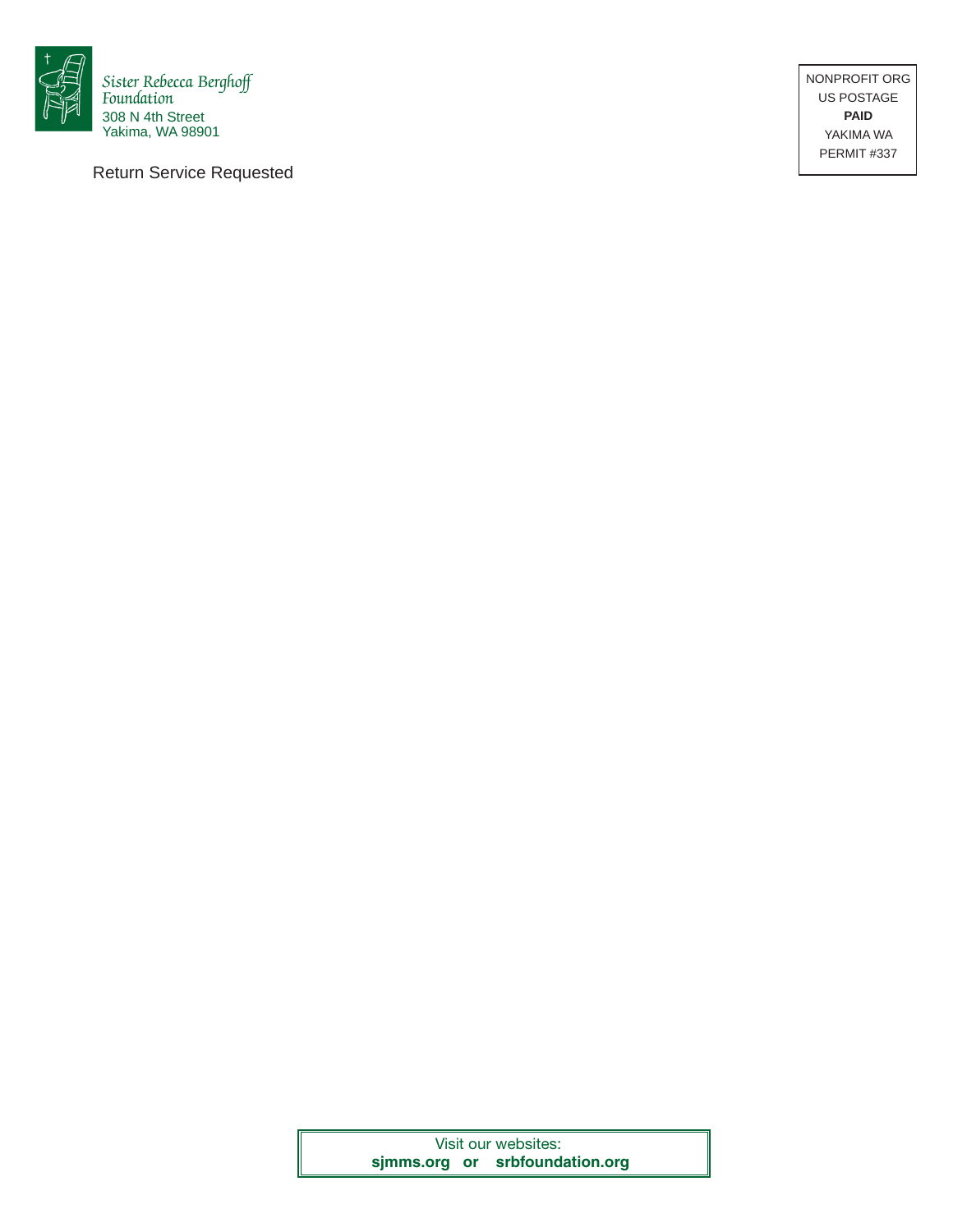*Sister Rebecca Berghoff Foundation*
308 N 4th Street
Yakima, WA 98901

Return Service Requested

NONPROFIT ORG
US POSTAGE
**PAID**
YAKIMA WA
PERMIT #337

Visit our websites:
**sjmms.org or srbfoundation.org**